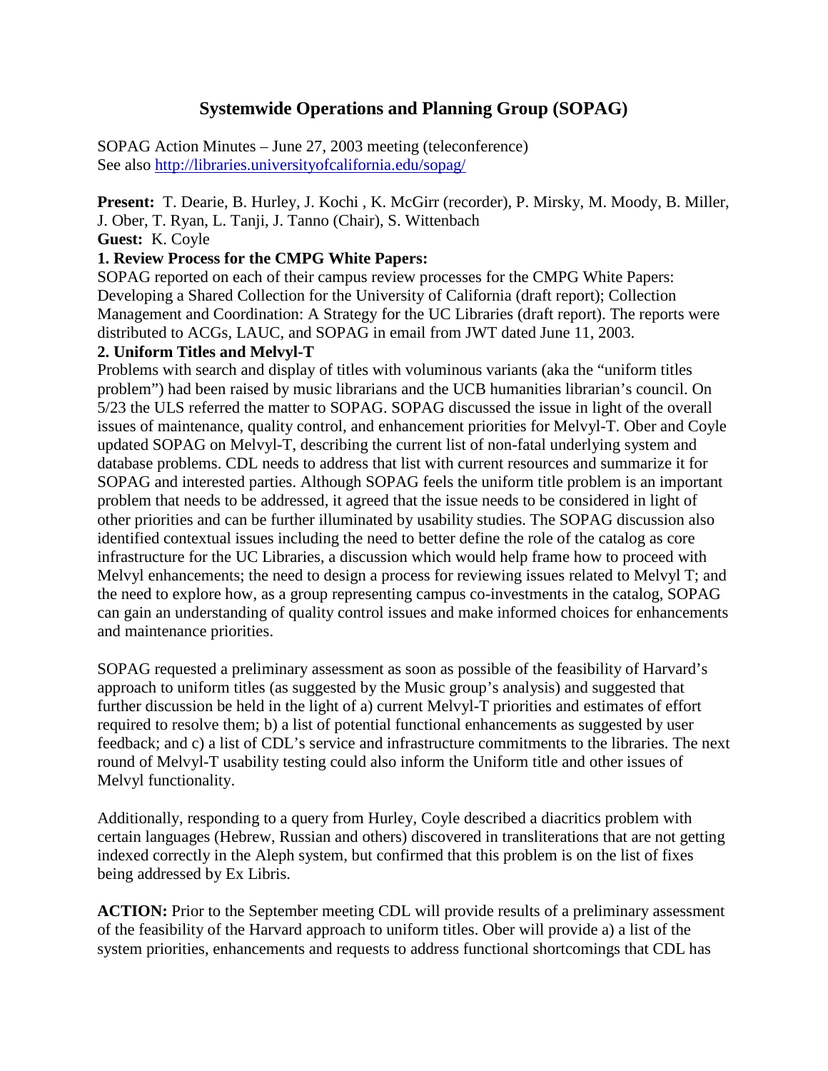# Systemwide Operations and Planning Group (SOPAG)

SOPAG Action Minutes – June 27, 2003 meeting (teleconference)
See also [http://libraries.universityofcalifornia.edu/sopag/](http://libraries.universityofcalifornia.edu/sopag/)

**Present:** T. Dearie, B. Hurley, J. Kochi , K. McGirr (recorder), P. Mirsky, M. Moody, B. Miller, J. Ober, T. Ryan, L. Tanji, J. Tanno (Chair), S. Wittenbach
**Guest:** K. Coyle

**1. Review Process for the CMPG White Papers:**

SOPAG reported on each of their campus review processes for the CMPG White Papers: Developing a Shared Collection for the University of California (draft report); Collection Management and Coordination: A Strategy for the UC Libraries (draft report). The reports were distributed to ACGs, LAUC, and SOPAG in email from JWT dated June 11, 2003.

**2. Uniform Titles and Melvyl-T**

Problems with search and display of titles with voluminous variants (aka the "uniform titles problem") had been raised by music librarians and the UCB humanities librarian's council. On 5/23 the ULS referred the matter to SOPAG. SOPAG discussed the issue in light of the overall issues of maintenance, quality control, and enhancement priorities for Melvyl-T. Ober and Coyle updated SOPAG on Melvyl-T, describing the current list of non-fatal underlying system and database problems. CDL needs to address that list with current resources and summarize it for SOPAG and interested parties. Although SOPAG feels the uniform title problem is an important problem that needs to be addressed, it agreed that the issue needs to be considered in light of other priorities and can be further illuminated by usability studies. The SOPAG discussion also identified contextual issues including the need to better define the role of the catalog as core infrastructure for the UC Libraries, a discussion which would help frame how to proceed with Melvyl enhancements; the need to design a process for reviewing issues related to Melvyl T; and the need to explore how, as a group representing campus co-investments in the catalog, SOPAG can gain an understanding of quality control issues and make informed choices for enhancements and maintenance priorities.

SOPAG requested a preliminary assessment as soon as possible of the feasibility of Harvard's approach to uniform titles (as suggested by the Music group's analysis) and suggested that further discussion be held in the light of a) current Melvyl-T priorities and estimates of effort required to resolve them; b) a list of potential functional enhancements as suggested by user feedback; and c) a list of CDL's service and infrastructure commitments to the libraries. The next round of Melvyl-T usability testing could also inform the Uniform title and other issues of Melvyl functionality.

Additionally, responding to a query from Hurley, Coyle described a diacritics problem with certain languages (Hebrew, Russian and others) discovered in transliterations that are not getting indexed correctly in the Aleph system, but confirmed that this problem is on the list of fixes being addressed by Ex Libris.

**ACTION:** Prior to the September meeting CDL will provide results of a preliminary assessment of the feasibility of the Harvard approach to uniform titles. Ober will provide a) a list of the system priorities, enhancements and requests to address functional shortcomings that CDL has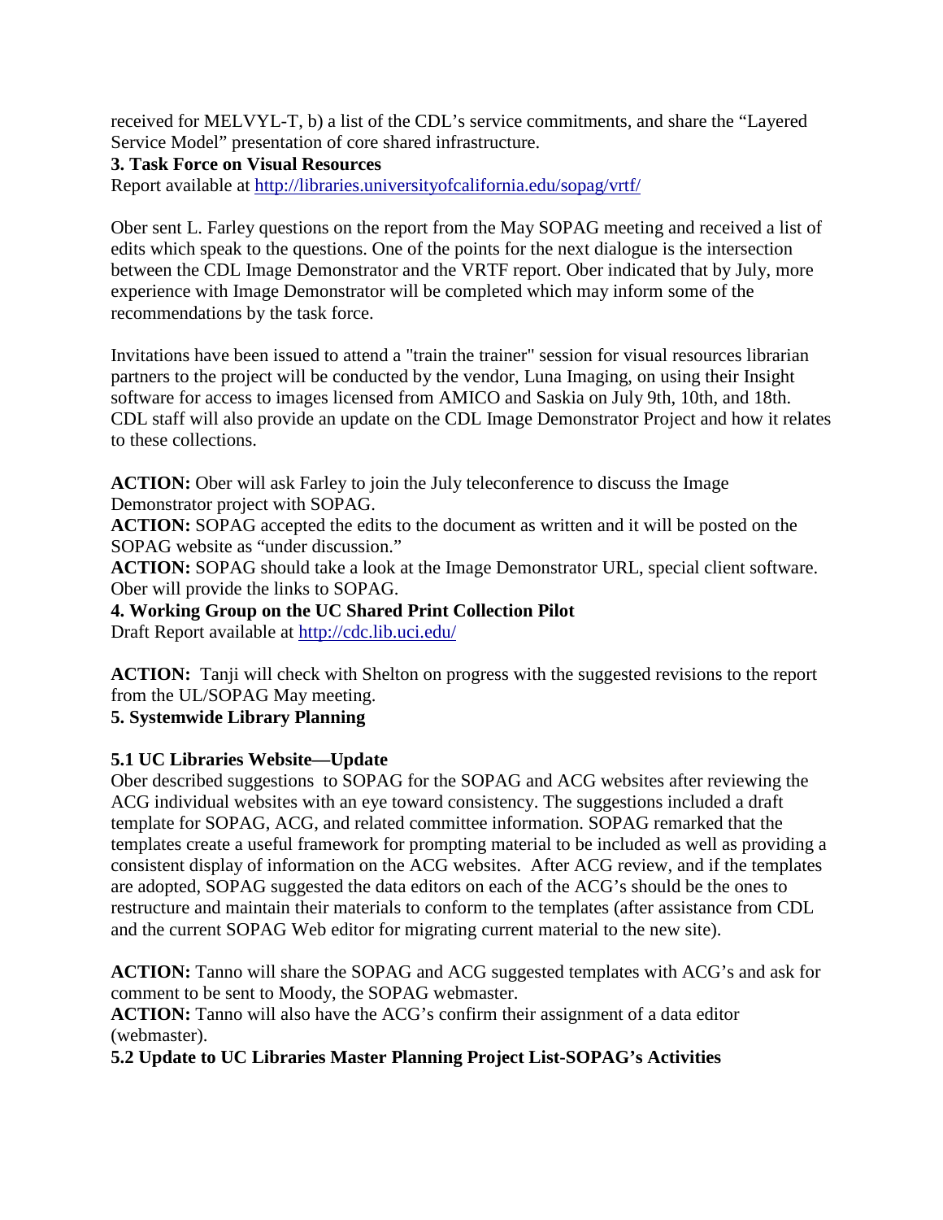received for MELVYL-T, b) a list of the CDL's service commitments, and share the "Layered Service Model" presentation of core shared infrastructure.

**3. Task Force on Visual Resources**

Report available at http://libraries.universityofcalifornia.edu/sopag/vrtf/

Ober sent L. Farley questions on the report from the May SOPAG meeting and received a list of edits which speak to the questions. One of the points for the next dialogue is the intersection between the CDL Image Demonstrator and the VRTF report. Ober indicated that by July, more experience with Image Demonstrator will be completed which may inform some of the recommendations by the task force.

Invitations have been issued to attend a "train the trainer" session for visual resources librarian partners to the project will be conducted by the vendor, Luna Imaging, on using their Insight software for access to images licensed from AMICO and Saskia on July 9th, 10th, and 18th. CDL staff will also provide an update on the CDL Image Demonstrator Project and how it relates to these collections.

**ACTION:** Ober will ask Farley to join the July teleconference to discuss the Image Demonstrator project with SOPAG.
**ACTION:** SOPAG accepted the edits to the document as written and it will be posted on the SOPAG website as "under discussion."
**ACTION:** SOPAG should take a look at the Image Demonstrator URL, special client software. Ober will provide the links to SOPAG.

**4. Working Group on the UC Shared Print Collection Pilot**

Draft Report available at http://cdc.lib.uci.edu/

**ACTION:** Tanji will check with Shelton on progress with the suggested revisions to the report from the UL/SOPAG May meeting.

**5. Systemwide Library Planning**

**5.1 UC Libraries Website—Update**

Ober described suggestions to SOPAG for the SOPAG and ACG websites after reviewing the ACG individual websites with an eye toward consistency. The suggestions included a draft template for SOPAG, ACG, and related committee information. SOPAG remarked that the templates create a useful framework for prompting material to be included as well as providing a consistent display of information on the ACG websites. After ACG review, and if the templates are adopted, SOPAG suggested the data editors on each of the ACG's should be the ones to restructure and maintain their materials to conform to the templates (after assistance from CDL and the current SOPAG Web editor for migrating current material to the new site).

**ACTION:** Tanno will share the SOPAG and ACG suggested templates with ACG's and ask for comment to be sent to Moody, the SOPAG webmaster.
**ACTION:** Tanno will also have the ACG's confirm their assignment of a data editor (webmaster).

**5.2 Update to UC Libraries Master Planning Project List-SOPAG's Activities**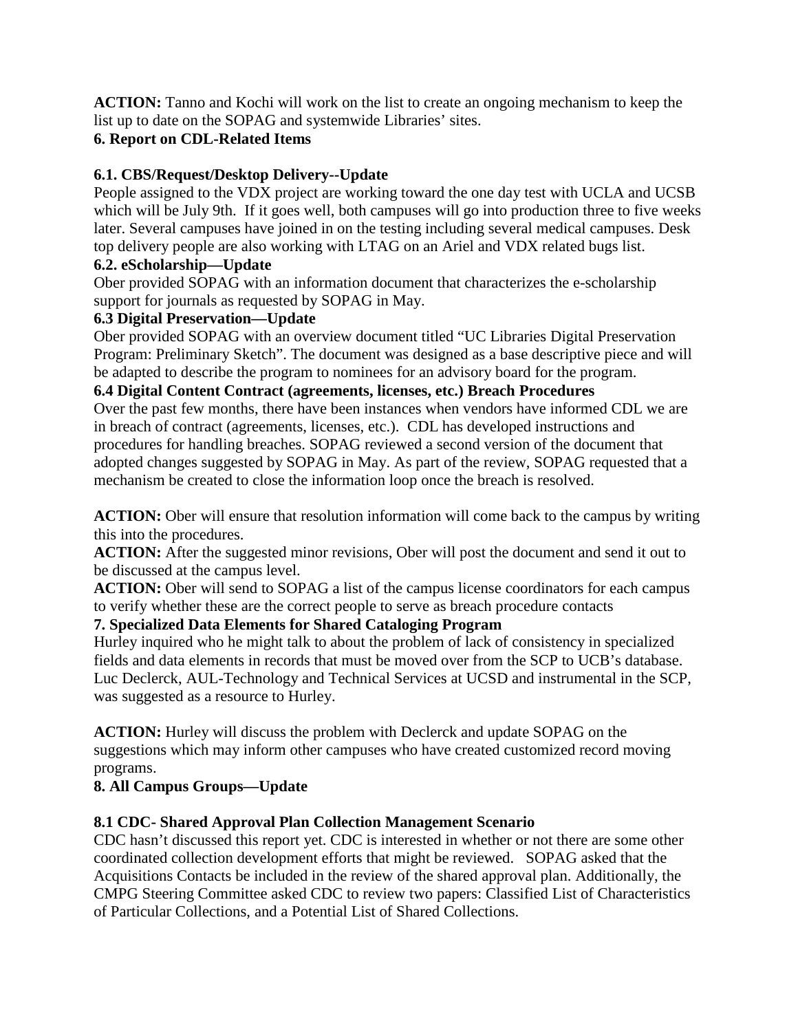**ACTION:** Tanno and Kochi will work on the list to create an ongoing mechanism to keep the list up to date on the SOPAG and systemwide Libraries' sites.

## 6. Report on CDL-Related Items

### 6.1. CBS/Request/Desktop Delivery--Update

People assigned to the VDX project are working toward the one day test with UCLA and UCSB which will be July 9th. If it goes well, both campuses will go into production three to five weeks later. Several campuses have joined in on the testing including several medical campuses. Desk top delivery people are also working with LTAG on an Ariel and VDX related bugs list.

### 6.2. eScholarship—Update

Ober provided SOPAG with an information document that characterizes the e-scholarship support for journals as requested by SOPAG in May.

### 6.3 Digital Preservation—Update

Ober provided SOPAG with an overview document titled "UC Libraries Digital Preservation Program: Preliminary Sketch". The document was designed as a base descriptive piece and will be adapted to describe the program to nominees for an advisory board for the program.

### 6.4 Digital Content Contract (agreements, licenses, etc.) Breach Procedures

Over the past few months, there have been instances when vendors have informed CDL we are in breach of contract (agreements, licenses, etc.). CDL has developed instructions and procedures for handling breaches. SOPAG reviewed a second version of the document that adopted changes suggested by SOPAG in May. As part of the review, SOPAG requested that a mechanism be created to close the information loop once the breach is resolved.

**ACTION:** Ober will ensure that resolution information will come back to the campus by writing this into the procedures.

**ACTION:** After the suggested minor revisions, Ober will post the document and send it out to be discussed at the campus level.

**ACTION:** Ober will send to SOPAG a list of the campus license coordinators for each campus to verify whether these are the correct people to serve as breach procedure contacts

## 7. Specialized Data Elements for Shared Cataloging Program

Hurley inquired who he might talk to about the problem of lack of consistency in specialized fields and data elements in records that must be moved over from the SCP to UCB's database. Luc Declerck, AUL-Technology and Technical Services at UCSD and instrumental in the SCP, was suggested as a resource to Hurley.

**ACTION:** Hurley will discuss the problem with Declerck and update SOPAG on the suggestions which may inform other campuses who have created customized record moving programs.

## 8. All Campus Groups—Update

### 8.1 CDC- Shared Approval Plan Collection Management Scenario

CDC hasn't discussed this report yet. CDC is interested in whether or not there are some other coordinated collection development efforts that might be reviewed. SOPAG asked that the Acquisitions Contacts be included in the review of the shared approval plan. Additionally, the CMPG Steering Committee asked CDC to review two papers: Classified List of Characteristics of Particular Collections, and a Potential List of Shared Collections.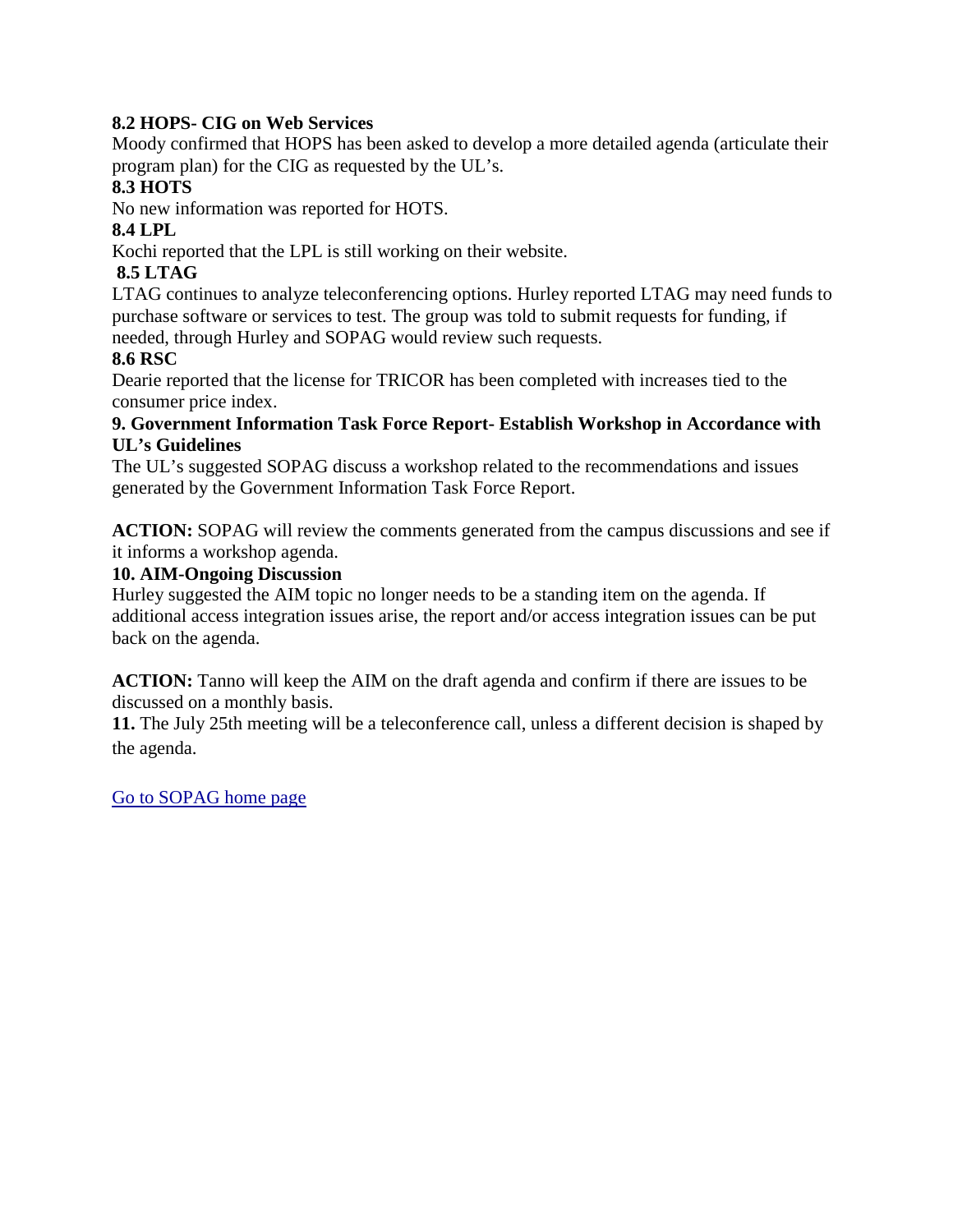**8.2 HOPS- CIG on Web Services**

Moody confirmed that HOPS has been asked to develop a more detailed agenda (articulate their program plan) for the CIG as requested by the UL's.

**8.3 HOTS**

No new information was reported for HOTS.

**8.4 LPL**

Kochi reported that the LPL is still working on their website.

**8.5 LTAG**

LTAG continues to analyze teleconferencing options. Hurley reported LTAG may need funds to purchase software or services to test. The group was told to submit requests for funding, if needed, through Hurley and SOPAG would review such requests.

**8.6 RSC**

Dearie reported that the license for TRICOR has been completed with increases tied to the consumer price index.

**9. Government Information Task Force Report- Establish Workshop in Accordance with UL's Guidelines**

The UL's suggested SOPAG discuss a workshop related to the recommendations and issues generated by the Government Information Task Force Report.

**ACTION:** SOPAG will review the comments generated from the campus discussions and see if it informs a workshop agenda.

**10. AIM-Ongoing Discussion**

Hurley suggested the AIM topic no longer needs to be a standing item on the agenda. If additional access integration issues arise, the report and/or access integration issues can be put back on the agenda.

**ACTION:** Tanno will keep the AIM on the draft agenda and confirm if there are issues to be discussed on a monthly basis.

**11.** The July 25th meeting will be a teleconference call, unless a different decision is shaped by the agenda.

[Go to SOPAG home page]()